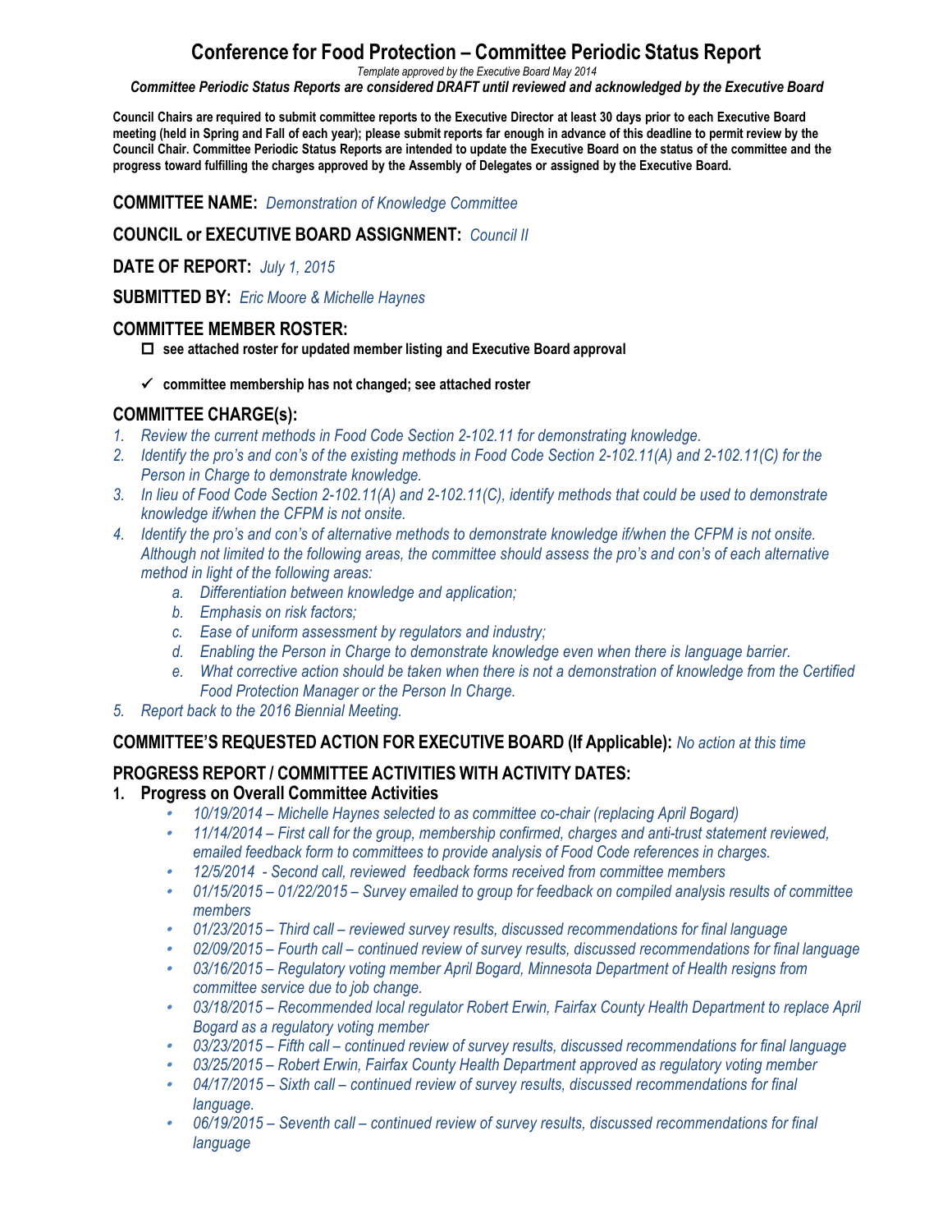# Conference for Food Protection – Committee Periodic Status Report

*Template approved by the Executive Board May 2014*

***Committee Periodic Status Reports are considered DRAFT until reviewed and acknowledged by the Executive Board***

**Council Chairs are required to submit committee reports to the Executive Director at least 30 days prior to each Executive Board meeting (held in Spring and Fall of each year); please submit reports far enough in advance of this deadline to permit review by the Council Chair. Committee Periodic Status Reports are intended to update the Executive Board on the status of the committee and the progress toward fulfilling the charges approved by the Assembly of Delegates or assigned by the Executive Board.**

## COMMITTEE NAME: *Demonstration of Knowledge Committee*

## COUNCIL or EXECUTIVE BOARD ASSIGNMENT: *Council II*

## DATE OF REPORT: *July 1, 2015*

## SUBMITTED BY: *Eric Moore & Michelle Haynes*

## COMMITTEE MEMBER ROSTER:

- ☐ **see attached roster for updated member listing and Executive Board approval**
- ✓ **committee membership has not changed; see attached roster**

## COMMITTEE CHARGE(s):

1. *Review the current methods in Food Code Section 2-102.11 for demonstrating knowledge.*
2. *Identify the pro's and con's of the existing methods in Food Code Section 2-102.11(A) and 2-102.11(C) for the Person in Charge to demonstrate knowledge.*
3. *In lieu of Food Code Section 2-102.11(A) and 2-102.11(C), identify methods that could be used to demonstrate knowledge if/when the CFPM is not onsite.*
4. *Identify the pro's and con's of alternative methods to demonstrate knowledge if/when the CFPM is not onsite. Although not limited to the following areas, the committee should assess the pro's and con's of each alternative method in light of the following areas:*
   a. *Differentiation between knowledge and application;*
   b. *Emphasis on risk factors;*
   c. *Ease of uniform assessment by regulators and industry;*
   d. *Enabling the Person in Charge to demonstrate knowledge even when there is language barrier.*
   e. *What corrective action should be taken when there is not a demonstration of knowledge from the Certified Food Protection Manager or the Person In Charge.*
5. *Report back to the 2016 Biennial Meeting.*

## COMMITTEE'S REQUESTED ACTION FOR EXECUTIVE BOARD (If Applicable): *No action at this time*

## PROGRESS REPORT / COMMITTEE ACTIVITIES WITH ACTIVITY DATES:

### 1. Progress on Overall Committee Activities

- *10/19/2014 – Michelle Haynes selected to as committee co-chair (replacing April Bogard)*
- *11/14/2014 – First call for the group, membership confirmed, charges and anti-trust statement reviewed, emailed feedback form to committees to provide analysis of Food Code references in charges.*
- *12/5/2014 - Second call, reviewed feedback forms received from committee members*
- *01/15/2015 – 01/22/2015 – Survey emailed to group for feedback on compiled analysis results of committee members*
- *01/23/2015 – Third call – reviewed survey results, discussed recommendations for final language*
- *02/09/2015 – Fourth call – continued review of survey results, discussed recommendations for final language*
- *03/16/2015 – Regulatory voting member April Bogard, Minnesota Department of Health resigns from committee service due to job change.*
- *03/18/2015 – Recommended local regulator Robert Erwin, Fairfax County Health Department to replace April Bogard as a regulatory voting member*
- *03/23/2015 – Fifth call – continued review of survey results, discussed recommendations for final language*
- *03/25/2015 – Robert Erwin, Fairfax County Health Department approved as regulatory voting member*
- *04/17/2015 – Sixth call – continued review of survey results, discussed recommendations for final language.*
- *06/19/2015 – Seventh call – continued review of survey results, discussed recommendations for final language*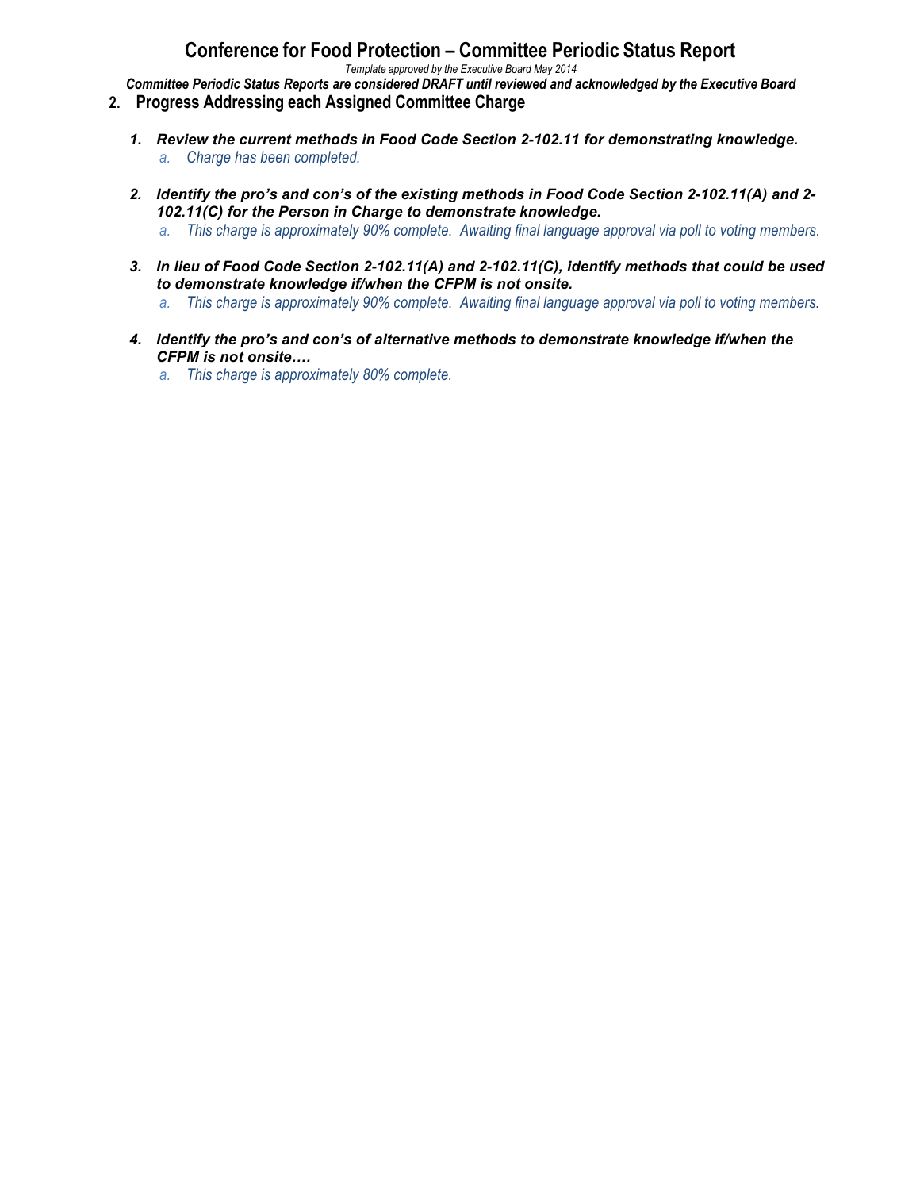## 2. Progress Addressing each Assigned Committee Charge

1. ***Review the current methods in Food Code Section 2-102.11 for demonstrating knowledge.***
   a. *Charge has been completed.*

2. ***Identify the pro's and con's of the existing methods in Food Code Section 2-102.11(A) and 2-102.11(C) for the Person in Charge to demonstrate knowledge.***
   a. *This charge is approximately 90% complete. Awaiting final language approval via poll to voting members.*

3. ***In lieu of Food Code Section 2-102.11(A) and 2-102.11(C), identify methods that could be used to demonstrate knowledge if/when the CFPM is not onsite.***
   a. *This charge is approximately 90% complete. Awaiting final language approval via poll to voting members.*

4. ***Identify the pro's and con's of alternative methods to demonstrate knowledge if/when the CFPM is not onsite….***
   a. *This charge is approximately 80% complete.*